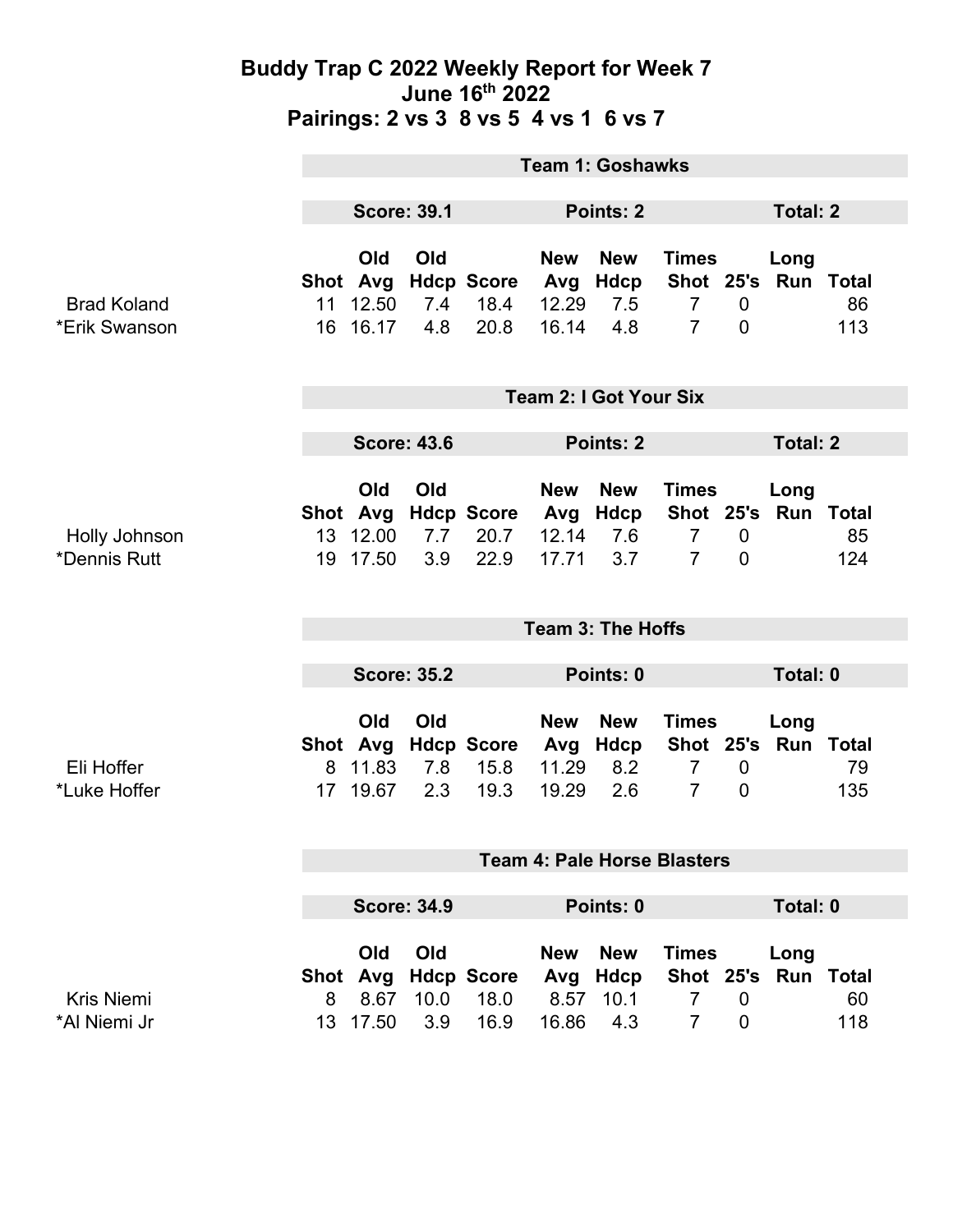# Buddy Trap C 2022 Weekly Report for Week 7
## June 16th 2022
## Pairings: 2 vs 3 8 vs 5 4 vs 1 6 vs 7

### Team 1: Goshawks

**Score: 39.1** | **Points: 2** | **Total: 2**

| | Shot | Old Avg | Old Hdcp | Score | New Avg | New Hdcp | Times Shot | 25's | Long Run | Total |
|---|---|---|---|---|---|---|---|---|---|---|
| Brad Koland | 11 | 12.50 | 7.4 | 18.4 | 12.29 | 7.5 | 7 | 0 | | 86 |
| *Erik Swanson | 16 | 16.17 | 4.8 | 20.8 | 16.14 | 4.8 | 7 | 0 | | 113 |

### Team 2: I Got Your Six

**Score: 43.6** | **Points: 2** | **Total: 2**

| | Shot | Old Avg | Old Hdcp | Score | New Avg | New Hdcp | Times Shot | 25's | Long Run | Total |
|---|---|---|---|---|---|---|---|---|---|---|
| Holly Johnson | 13 | 12.00 | 7.7 | 20.7 | 12.14 | 7.6 | 7 | 0 | | 85 |
| *Dennis Rutt | 19 | 17.50 | 3.9 | 22.9 | 17.71 | 3.7 | 7 | 0 | | 124 |

### Team 3: The Hoffs

**Score: 35.2** | **Points: 0** | **Total: 0**

| | Shot | Old Avg | Old Hdcp | Score | New Avg | New Hdcp | Times Shot | 25's | Long Run | Total |
|---|---|---|---|---|---|---|---|---|---|---|
| Eli Hoffer | 8 | 11.83 | 7.8 | 15.8 | 11.29 | 8.2 | 7 | 0 | | 79 |
| *Luke Hoffer | 17 | 19.67 | 2.3 | 19.3 | 19.29 | 2.6 | 7 | 0 | | 135 |

### Team 4: Pale Horse Blasters

**Score: 34.9** | **Points: 0** | **Total: 0**

| | Shot | Old Avg | Old Hdcp | Score | New Avg | New Hdcp | Times Shot | 25's | Long Run | Total |
|---|---|---|---|---|---|---|---|---|---|---|
| Kris Niemi | 8 | 8.67 | 10.0 | 18.0 | 8.57 | 10.1 | 7 | 0 | | 60 |
| *Al Niemi Jr | 13 | 17.50 | 3.9 | 16.9 | 16.86 | 4.3 | 7 | 0 | | 118 |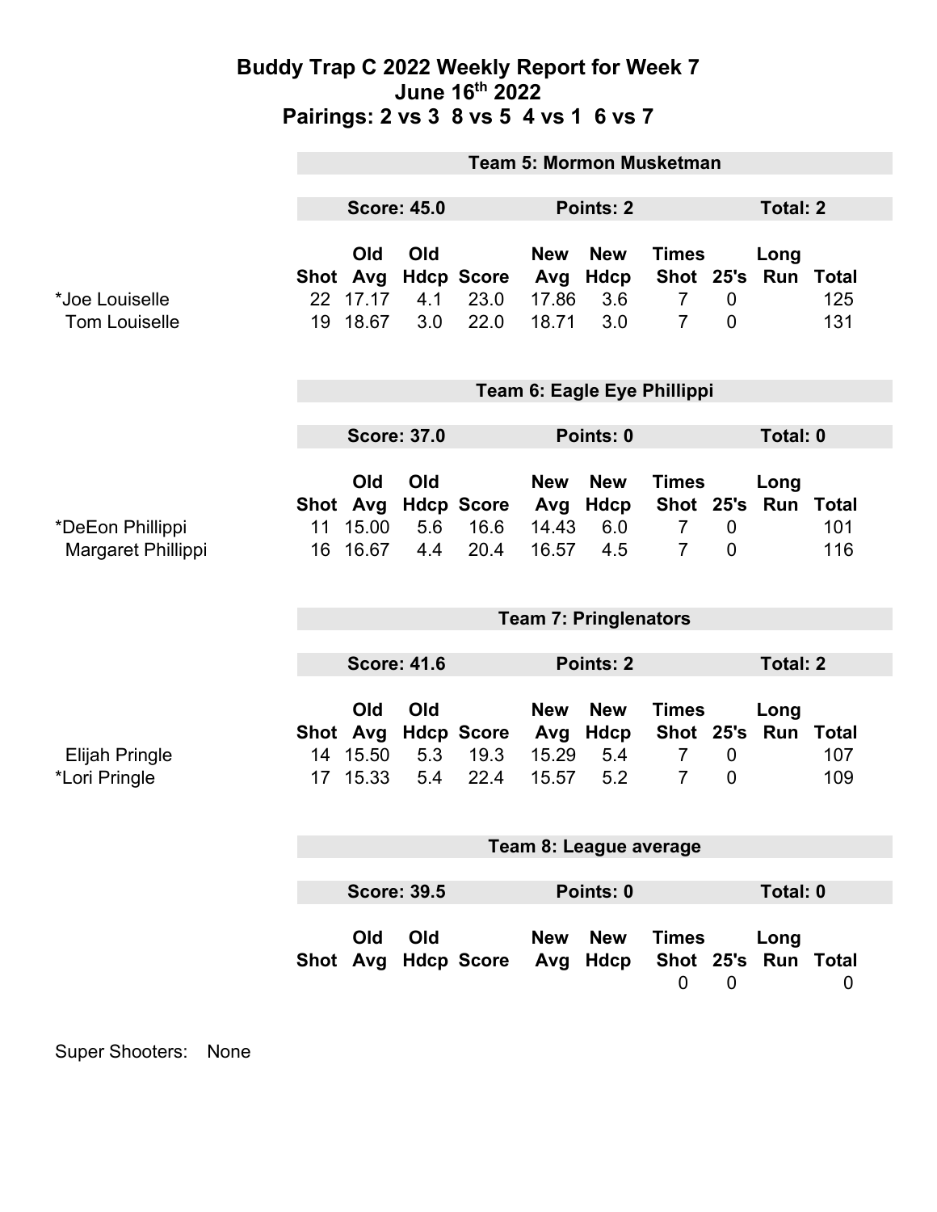# Buddy Trap C 2022 Weekly Report for Week 7
## June 16th 2022
## Pairings: 2 vs 3 8 vs 5 4 vs 1 6 vs 7

### Team 5: Mormon Musketman

**Score: 45.0** | **Points: 2** | **Total: 2**

| | Shot | Old Avg | Old Hdcp | Score | New Avg | New Hdcp | Times Shot | 25's | Long Run | Total |
|---|---|---|---|---|---|---|---|---|---|---|
| *Joe Louiselle | 22 | 17.17 | 4.1 | 23.0 | 17.86 | 3.6 | 7 | 0 | | 125 |
| Tom Louiselle | 19 | 18.67 | 3.0 | 22.0 | 18.71 | 3.0 | 7 | 0 | | 131 |

### Team 6: Eagle Eye Phillippi

**Score: 37.0** | **Points: 0** | **Total: 0**

| | Shot | Old Avg | Old Hdcp | Score | New Avg | New Hdcp | Times Shot | 25's | Long Run | Total |
|---|---|---|---|---|---|---|---|---|---|---|
| *DeEon Phillippi | 11 | 15.00 | 5.6 | 16.6 | 14.43 | 6.0 | 7 | 0 | | 101 |
| Margaret Phillippi | 16 | 16.67 | 4.4 | 20.4 | 16.57 | 4.5 | 7 | 0 | | 116 |

### Team 7: Pringlenators

**Score: 41.6** | **Points: 2** | **Total: 2**

| | Shot | Old Avg | Old Hdcp | Score | New Avg | New Hdcp | Times Shot | 25's | Long Run | Total |
|---|---|---|---|---|---|---|---|---|---|---|
| Elijah Pringle | 14 | 15.50 | 5.3 | 19.3 | 15.29 | 5.4 | 7 | 0 | | 107 |
| *Lori Pringle | 17 | 15.33 | 5.4 | 22.4 | 15.57 | 5.2 | 7 | 0 | | 109 |

### Team 8: League average

**Score: 39.5** | **Points: 0** | **Total: 0**

| | Shot | Old Avg | Old Hdcp | Score | New Avg | New Hdcp | Times Shot | 25's | Long Run | Total |
|---|---|---|---|---|---|---|---|---|---|---|
| | | | | | | | 0 | 0 | | 0 |

Super Shooters: None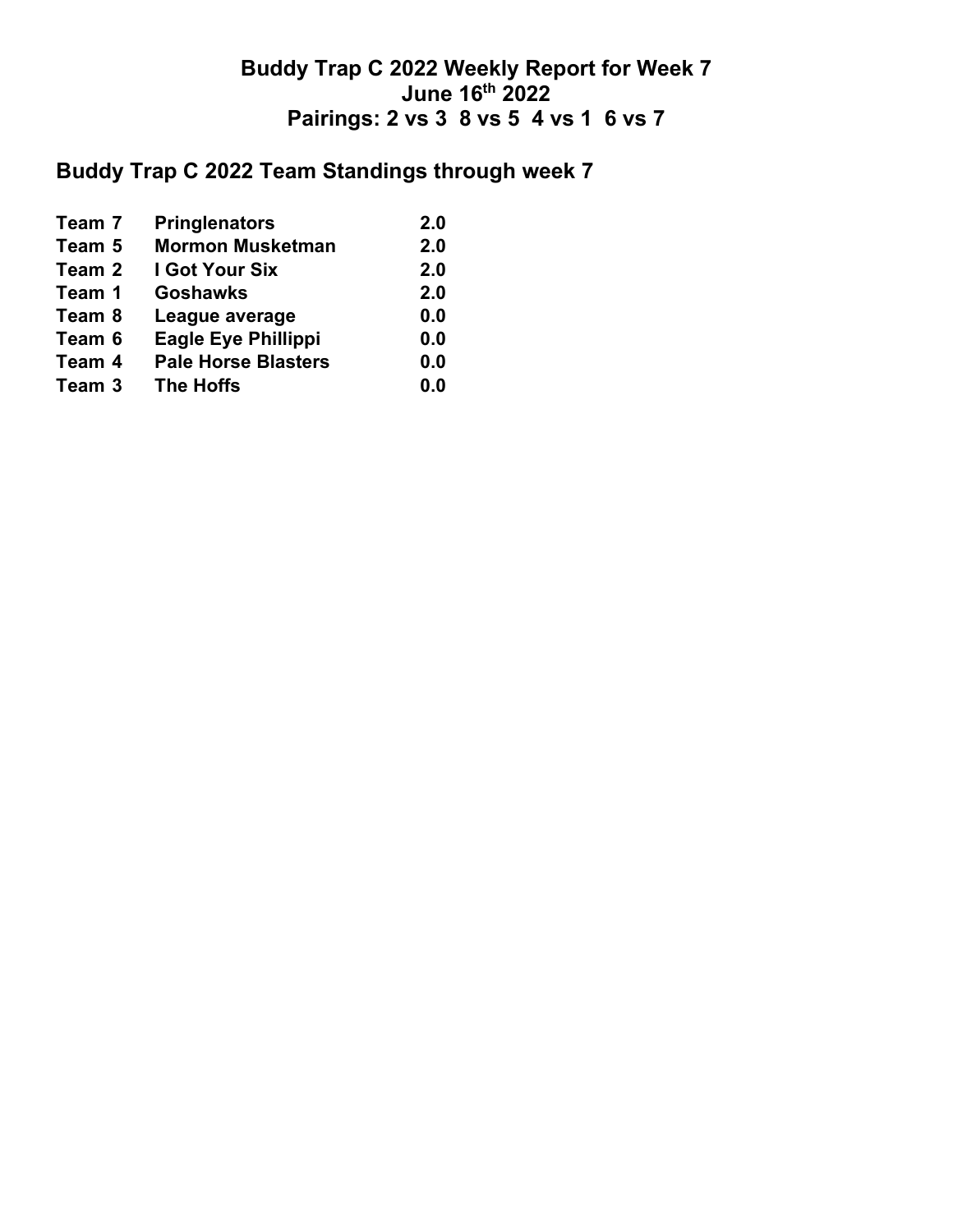# Buddy Trap C 2022 Weekly Report for Week 7
# June 16th 2022
# Pairings: 2 vs 3  8 vs 5  4 vs 1  6 vs 7

## Buddy Trap C 2022 Team Standings through week 7

| | | |
|---|---|---|
| **Team 7** | **Pringlenators** | **2.0** |
| **Team 5** | **Mormon Musketman** | **2.0** |
| **Team 2** | **I Got Your Six** | **2.0** |
| **Team 1** | **Goshawks** | **2.0** |
| **Team 8** | **League average** | **0.0** |
| **Team 6** | **Eagle Eye Phillippi** | **0.0** |
| **Team 4** | **Pale Horse Blasters** | **0.0** |
| **Team 3** | **The Hoffs** | **0.0** |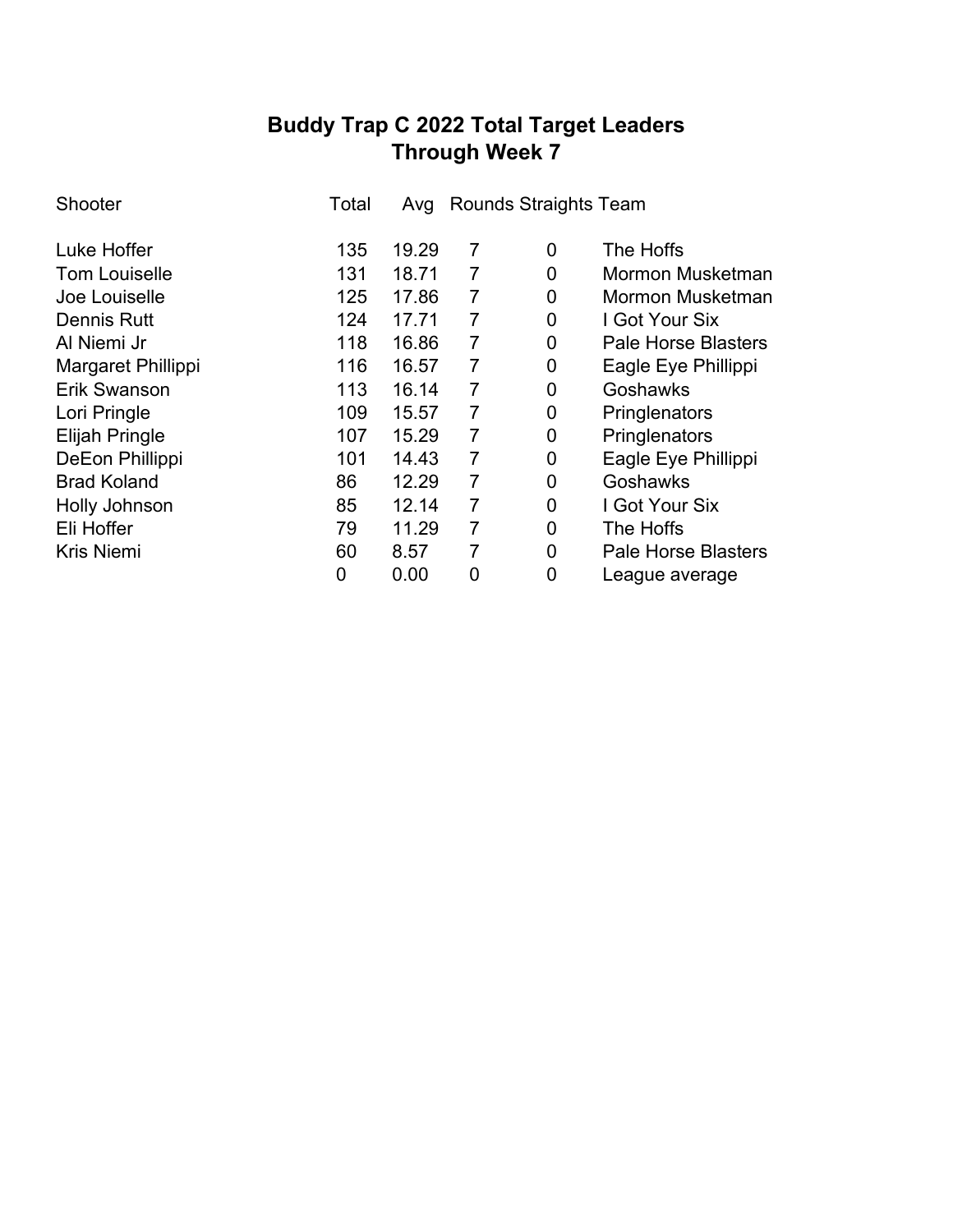# Buddy Trap C 2022 Total Target Leaders
## Through Week 7

| Shooter | Total | Avg | Rounds | Straights | Team |
|---|---|---|---|---|---|
| Luke Hoffer | 135 | 19.29 | 7 | 0 | The Hoffs |
| Tom Louiselle | 131 | 18.71 | 7 | 0 | Mormon Musketman |
| Joe Louiselle | 125 | 17.86 | 7 | 0 | Mormon Musketman |
| Dennis Rutt | 124 | 17.71 | 7 | 0 | I Got Your Six |
| Al Niemi Jr | 118 | 16.86 | 7 | 0 | Pale Horse Blasters |
| Margaret Phillippi | 116 | 16.57 | 7 | 0 | Eagle Eye Phillippi |
| Erik Swanson | 113 | 16.14 | 7 | 0 | Goshawks |
| Lori Pringle | 109 | 15.57 | 7 | 0 | Pringlenators |
| Elijah Pringle | 107 | 15.29 | 7 | 0 | Pringlenators |
| DeEon Phillippi | 101 | 14.43 | 7 | 0 | Eagle Eye Phillippi |
| Brad Koland | 86 | 12.29 | 7 | 0 | Goshawks |
| Holly Johnson | 85 | 12.14 | 7 | 0 | I Got Your Six |
| Eli Hoffer | 79 | 11.29 | 7 | 0 | The Hoffs |
| Kris Niemi | 60 | 8.57 | 7 | 0 | Pale Horse Blasters |
| | 0 | 0.00 | 0 | 0 | League average |